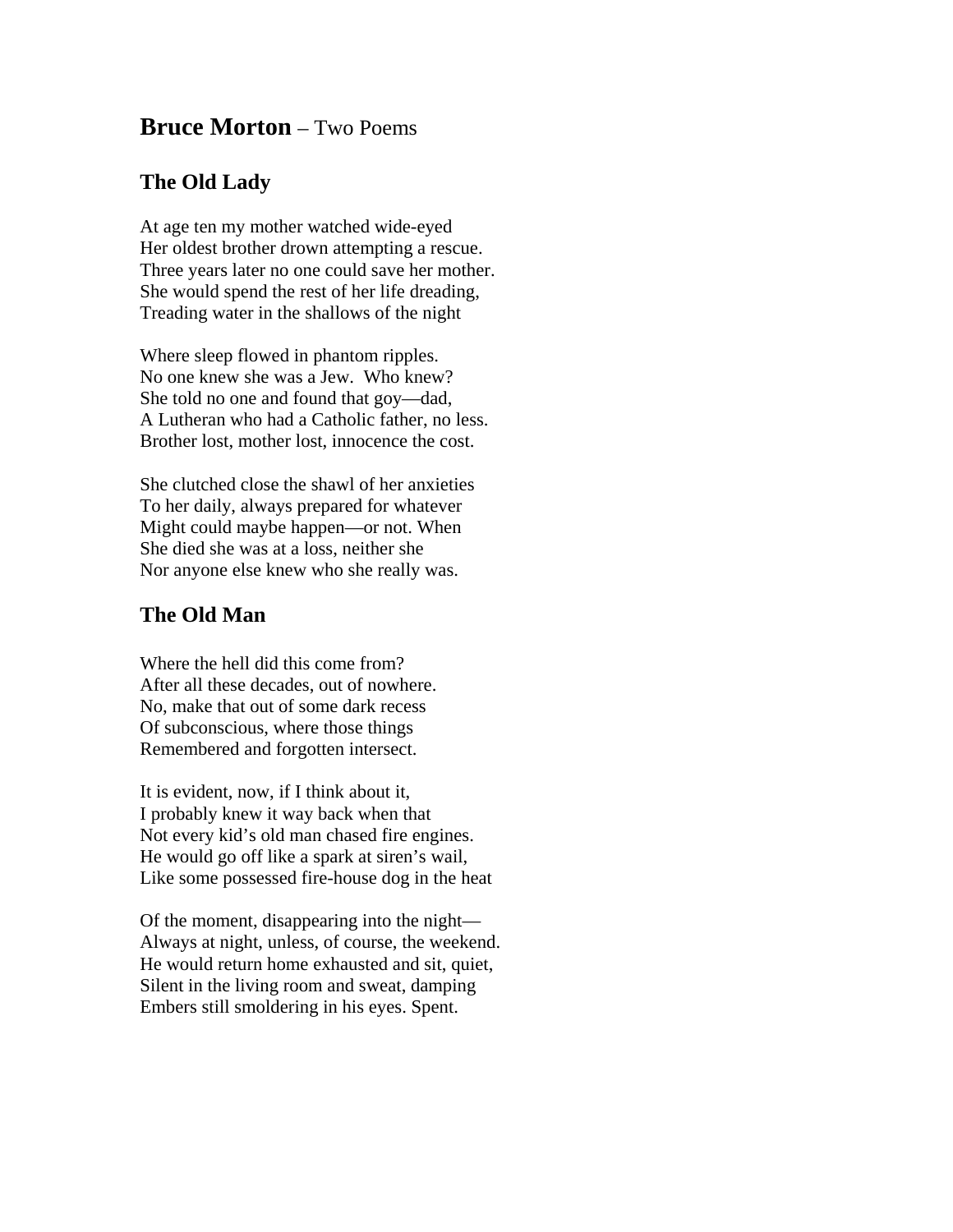# **Bruce Morton** – Two Poems

## The Old Lady

At age ten my mother watched wide-eyed  
Her oldest brother drown attempting a rescue.  
Three years later no one could save her mother.  
She would spend the rest of her life dreading,  
Treading water in the shallows of the night

Where sleep flowed in phantom ripples.  
No one knew she was a Jew.  Who knew?  
She told no one and found that goy—dad,  
A Lutheran who had a Catholic father, no less.  
Brother lost, mother lost, innocence the cost.

She clutched close the shawl of her anxieties  
To her daily, always prepared for whatever  
Might could maybe happen—or not. When  
She died she was at a loss, neither she  
Nor anyone else knew who she really was.

## The Old Man

Where the hell did this come from?  
After all these decades, out of nowhere.  
No, make that out of some dark recess  
Of subconscious, where those things  
Remembered and forgotten intersect.

It is evident, now, if I think about it,  
I probably knew it way back when that  
Not every kid's old man chased fire engines.  
He would go off like a spark at siren's wail,  
Like some possessed fire-house dog in the heat

Of the moment, disappearing into the night—  
Always at night, unless, of course, the weekend.  
He would return home exhausted and sit, quiet,  
Silent in the living room and sweat, damping  
Embers still smoldering in his eyes. Spent.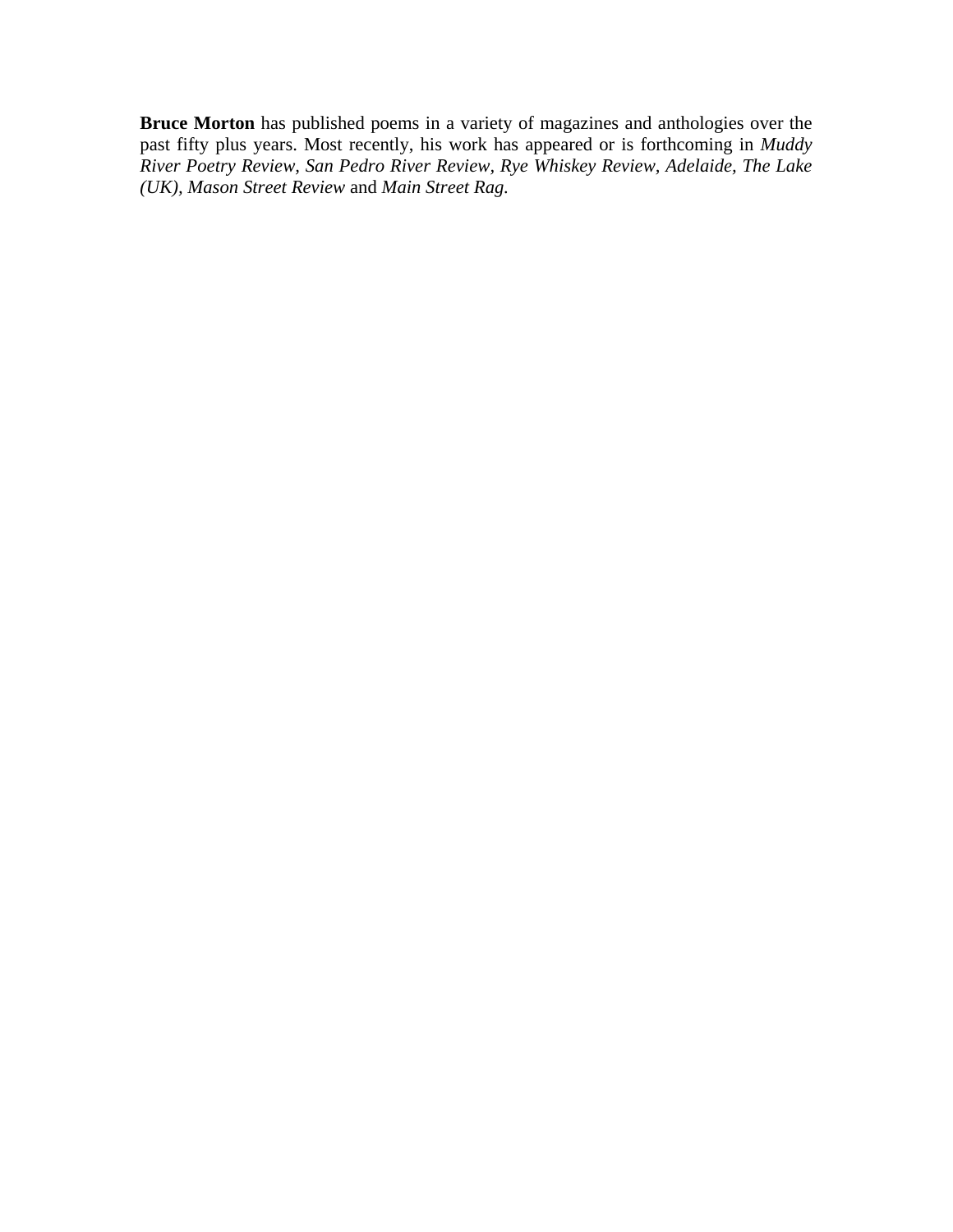**Bruce Morton** has published poems in a variety of magazines and anthologies over the past fifty plus years. Most recently, his work has appeared or is forthcoming in *Muddy River Poetry Review, San Pedro River Review, Rye Whiskey Review, Adelaide, The Lake (UK), Mason Street Review* and *Main Street Rag.*